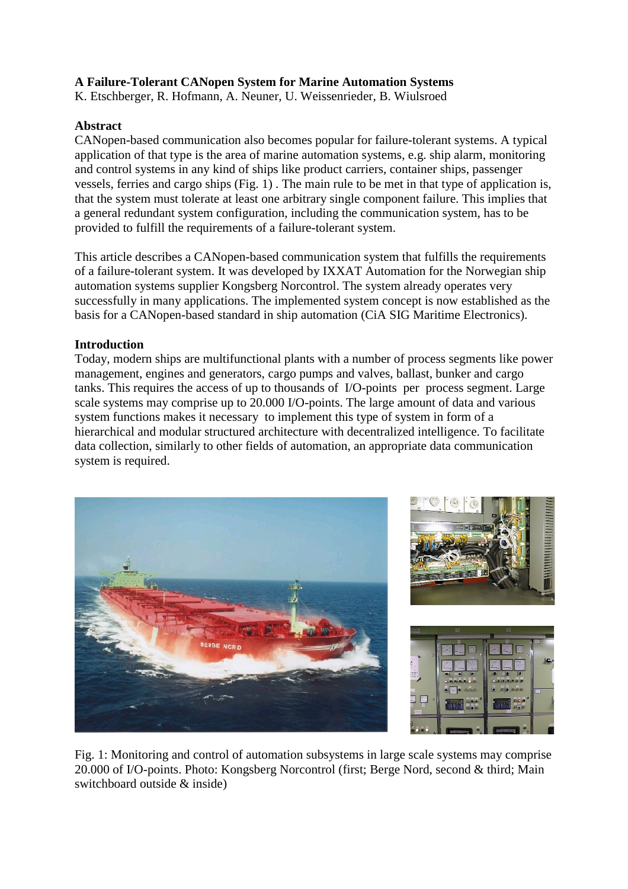# A Failure-Tolerant CANopen System for Marine Automation Systems

K. Etschberger, R. Hofmann, A. Neuner, U. Weissenrieder, B. Wiulsroed

## Abstract

CANopen-based communication also becomes popular for failure-tolerant systems. A typical application of that type is the area of marine automation systems, e.g. ship alarm, monitoring and control systems in any kind of ships like product carriers, container ships, passenger vessels, ferries and cargo ships (Fig. 1) . The main rule to be met in that type of application is, that the system must tolerate at least one arbitrary single component failure. This implies that a general redundant system configuration, including the communication system, has to be provided to fulfill the requirements of a failure-tolerant system.

This article describes a CANopen-based communication system that fulfills the requirements of a failure-tolerant system. It was developed by IXXAT Automation for the Norwegian ship automation systems supplier Kongsberg Norcontrol. The system already operates very successfully in many applications. The implemented system concept is now established as the basis for a CANopen-based standard in ship automation (CiA SIG Maritime Electronics).

## Introduction

Today, modern ships are multifunctional plants with a number of process segments like power management, engines and generators, cargo pumps and valves, ballast, bunker and cargo tanks. This requires the access of up to thousands of I/O-points per process segment. Large scale systems may comprise up to 20.000 I/O-points. The large amount of data and various system functions makes it necessary to implement this type of system in form of a hierarchical and modular structured architecture with decentralized intelligence. To facilitate data collection, similarly to other fields of automation, an appropriate data communication system is required.

Fig. 1: Monitoring and control of automation subsystems in large scale systems may comprise 20.000 of I/O-points. Photo: Kongsberg Norcontrol (first; Berge Nord, second & third; Main switchboard outside & inside)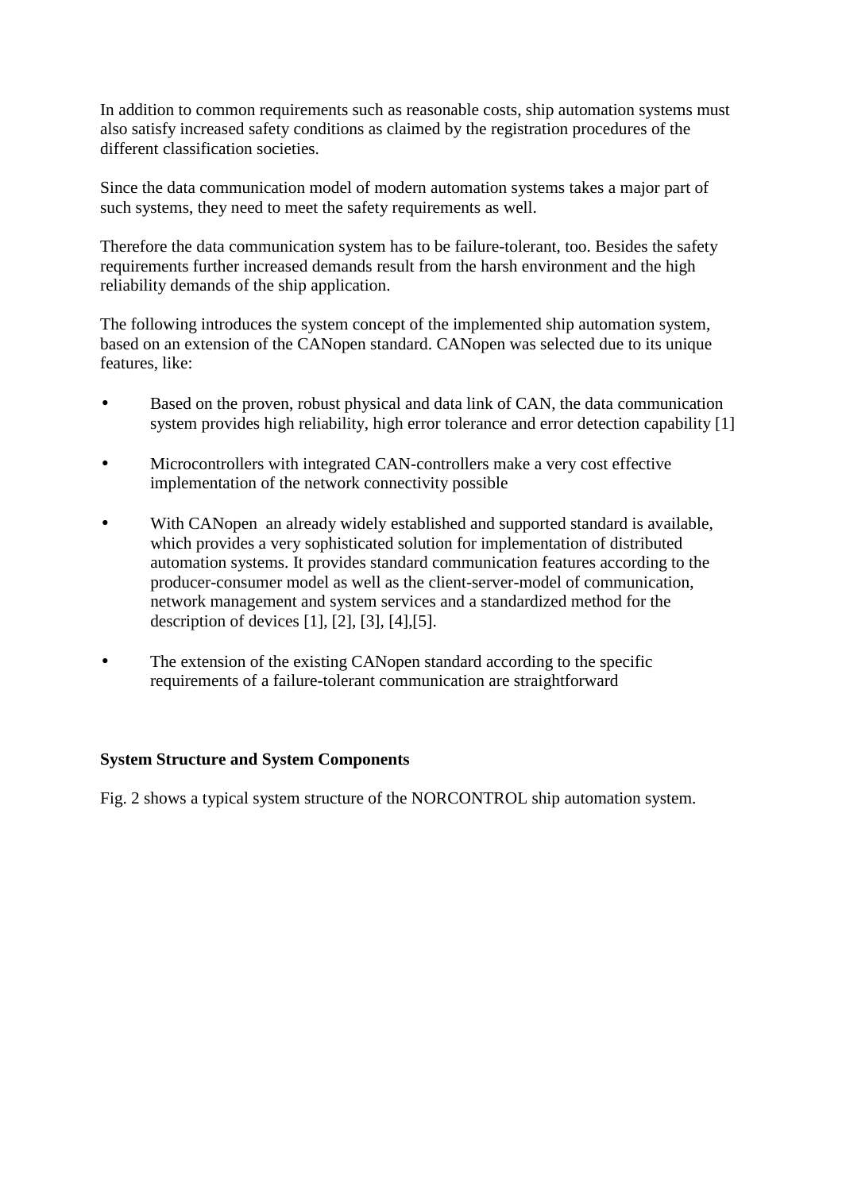In addition to common requirements such as reasonable costs, ship automation systems must also satisfy increased safety conditions as claimed by the registration procedures of the different classification societies.

Since the data communication model of modern automation systems takes a major part of such systems, they need to meet the safety requirements as well.

Therefore the data communication system has to be failure-tolerant, too. Besides the safety requirements further increased demands result from the harsh environment and the high reliability demands of the ship application.

The following introduces the system concept of the implemented ship automation system, based on an extension of the CANopen standard. CANopen was selected due to its unique features, like:

- Based on the proven, robust physical and data link of CAN, the data communication system provides high reliability, high error tolerance and error detection capability [1]
- Microcontrollers with integrated CAN-controllers make a very cost effective implementation of the network connectivity possible
- With CANopen an already widely established and supported standard is available, which provides a very sophisticated solution for implementation of distributed automation systems. It provides standard communication features according to the producer-consumer model as well as the client-server-model of communication, network management and system services and a standardized method for the description of devices [1], [2], [3], [4],[5].
- The extension of the existing CANopen standard according to the specific requirements of a failure-tolerant communication are straightforward

**System Structure and System Components**

Fig. 2 shows a typical system structure of the NORCONTROL ship automation system.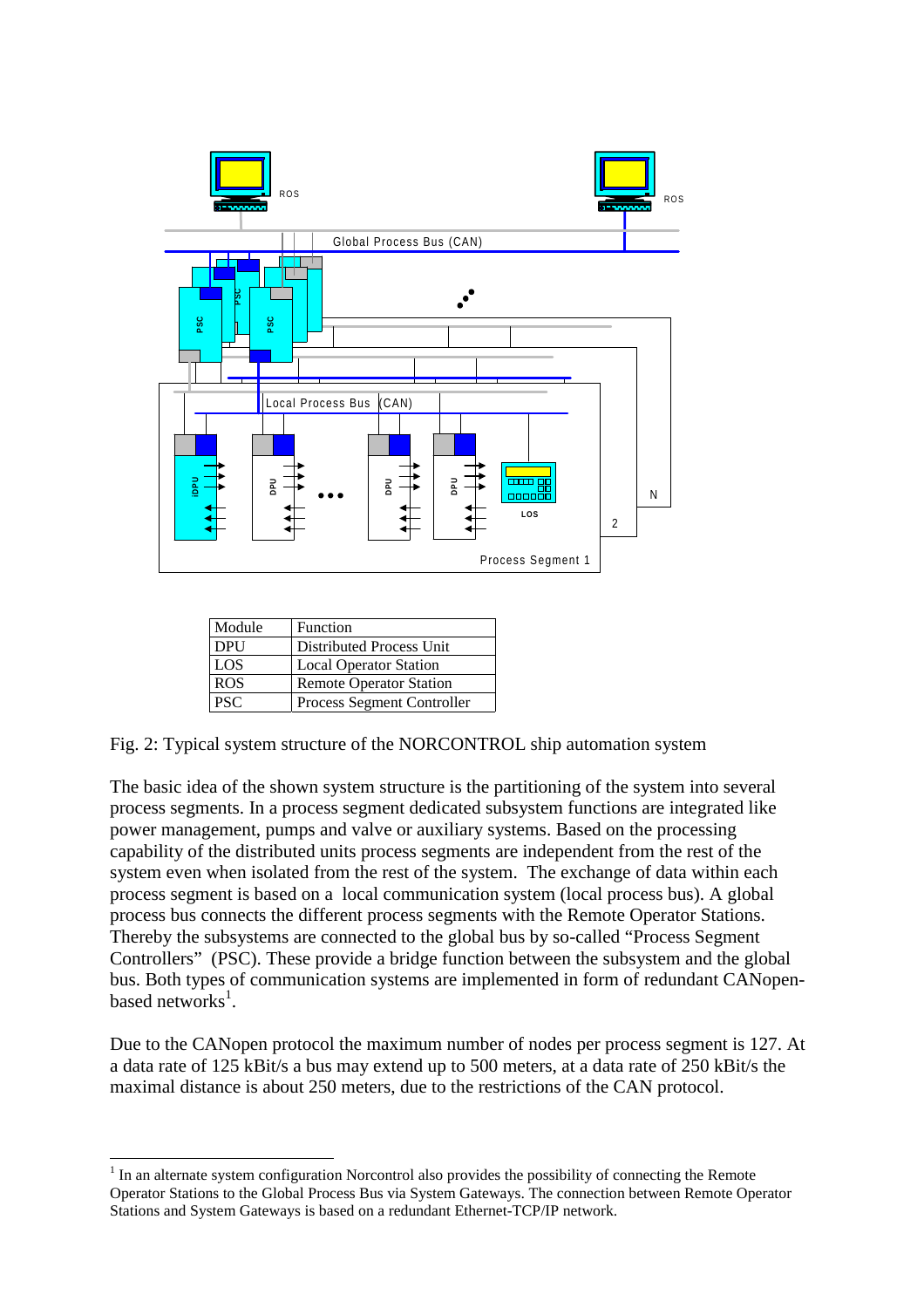| Module | Function |
| --- | --- |
| DPU | Distributed Process Unit |
| LOS | Local Operator Station |
| ROS | Remote Operator Station |
| PSC | Process Segment Controller |

Fig. 2: Typical system structure of the NORCONTROL ship automation system

The basic idea of the shown system structure is the partitioning of the system into several process segments. In a process segment dedicated subsystem functions are integrated like power management, pumps and valve or auxiliary systems. Based on the processing capability of the distributed units process segments are independent from the rest of the system even when isolated from the rest of the system. The exchange of data within each process segment is based on a local communication system (local process bus). A global process bus connects the different process segments with the Remote Operator Stations. Thereby the subsystems are connected to the global bus by so-called "Process Segment Controllers" (PSC). These provide a bridge function between the subsystem and the global bus. Both types of communication systems are implemented in form of redundant CANopen-based networks[1].

Due to the CANopen protocol the maximum number of nodes per process segment is 127. At a data rate of 125 kBit/s a bus may extend up to 500 meters, at a data rate of 250 kBit/s the maximal distance is about 250 meters, due to the restrictions of the CAN protocol.

[1] In an alternate system configuration Norcontrol also provides the possibility of connecting the Remote Operator Stations to the Global Process Bus via System Gateways. The connection between Remote Operator Stations and System Gateways is based on a redundant Ethernet-TCP/IP network.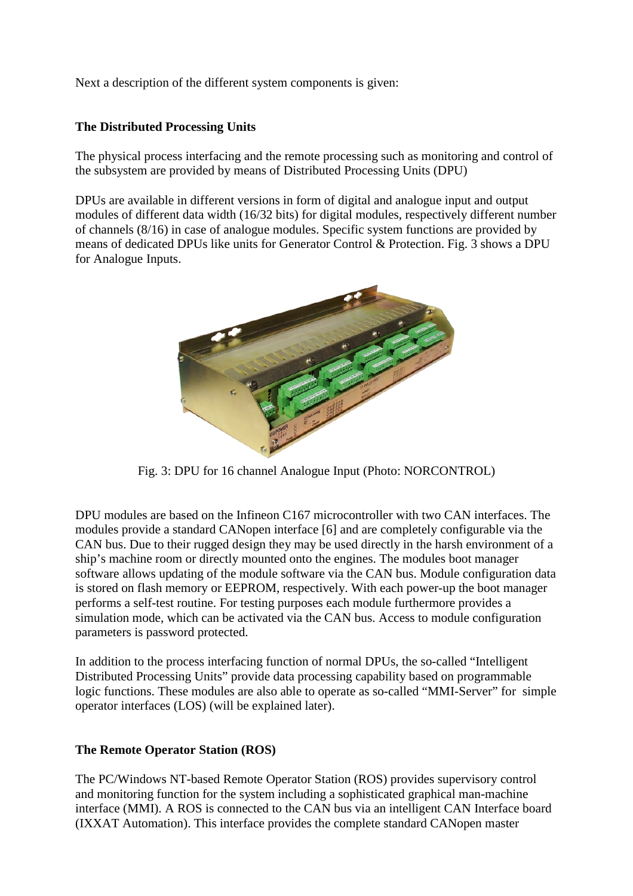Next a description of the different system components is given:

### The Distributed Processing Units

The physical process interfacing and the remote processing such as monitoring and control of the subsystem are provided by means of Distributed Processing Units (DPU)

DPUs are available in different versions in form of digital and analogue input and output modules of different data width (16/32 bits) for digital modules, respectively different number of channels (8/16) in case of analogue modules. Specific system functions are provided by means of dedicated DPUs like units for Generator Control & Protection. Fig. 3 shows a DPU for Analogue Inputs.

Fig. 3: DPU for 16 channel Analogue Input (Photo: NORCONTROL)

DPU modules are based on the Infineon C167 microcontroller with two CAN interfaces. The modules provide a standard CANopen interface [6] and are completely configurable via the CAN bus. Due to their rugged design they may be used directly in the harsh environment of a ship's machine room or directly mounted onto the engines. The modules boot manager software allows updating of the module software via the CAN bus. Module configuration data is stored on flash memory or EEPROM, respectively. With each power-up the boot manager performs a self-test routine. For testing purposes each module furthermore provides a simulation mode, which can be activated via the CAN bus. Access to module configuration parameters is password protected.

In addition to the process interfacing function of normal DPUs, the so-called "Intelligent Distributed Processing Units" provide data processing capability based on programmable logic functions. These modules are also able to operate as so-called "MMI-Server" for simple operator interfaces (LOS) (will be explained later).

### The Remote Operator Station (ROS)

The PC/Windows NT-based Remote Operator Station (ROS) provides supervisory control and monitoring function for the system including a sophisticated graphical man-machine interface (MMI). A ROS is connected to the CAN bus via an intelligent CAN Interface board (IXXAT Automation). This interface provides the complete standard CANopen master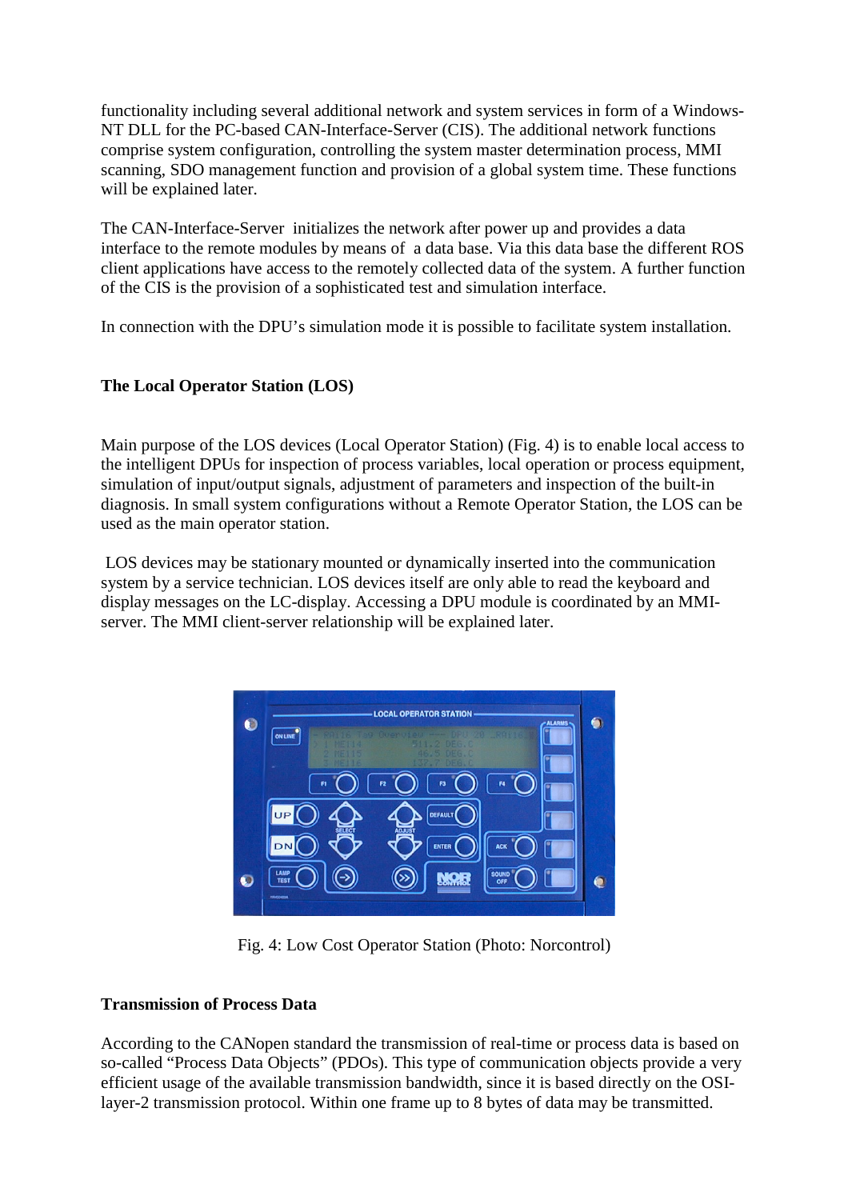functionality including several additional network and system services in form of a Windows-NT DLL for the PC-based CAN-Interface-Server (CIS). The additional network functions comprise system configuration, controlling the system master determination process, MMI scanning, SDO management function and provision of a global system time. These functions will be explained later.

The CAN-Interface-Server initializes the network after power up and provides a data interface to the remote modules by means of a data base. Via this data base the different ROS client applications have access to the remotely collected data of the system. A further function of the CIS is the provision of a sophisticated test and simulation interface.

In connection with the DPU's simulation mode it is possible to facilitate system installation.

**The Local Operator Station (LOS)**

Main purpose of the LOS devices (Local Operator Station) (Fig. 4) is to enable local access to the intelligent DPUs for inspection of process variables, local operation or process equipment, simulation of input/output signals, adjustment of parameters and inspection of the built-in diagnosis. In small system configurations without a Remote Operator Station, the LOS can be used as the main operator station.

LOS devices may be stationary mounted or dynamically inserted into the communication system by a service technician. LOS devices itself are only able to read the keyboard and display messages on the LC-display. Accessing a DPU module is coordinated by an MMI-server. The MMI client-server relationship will be explained later.

Fig. 4: Low Cost Operator Station (Photo: Norcontrol)

**Transmission of Process Data**

According to the CANopen standard the transmission of real-time or process data is based on so-called "Process Data Objects" (PDOs). This type of communication objects provide a very efficient usage of the available transmission bandwidth, since it is based directly on the OSI-layer-2 transmission protocol. Within one frame up to 8 bytes of data may be transmitted.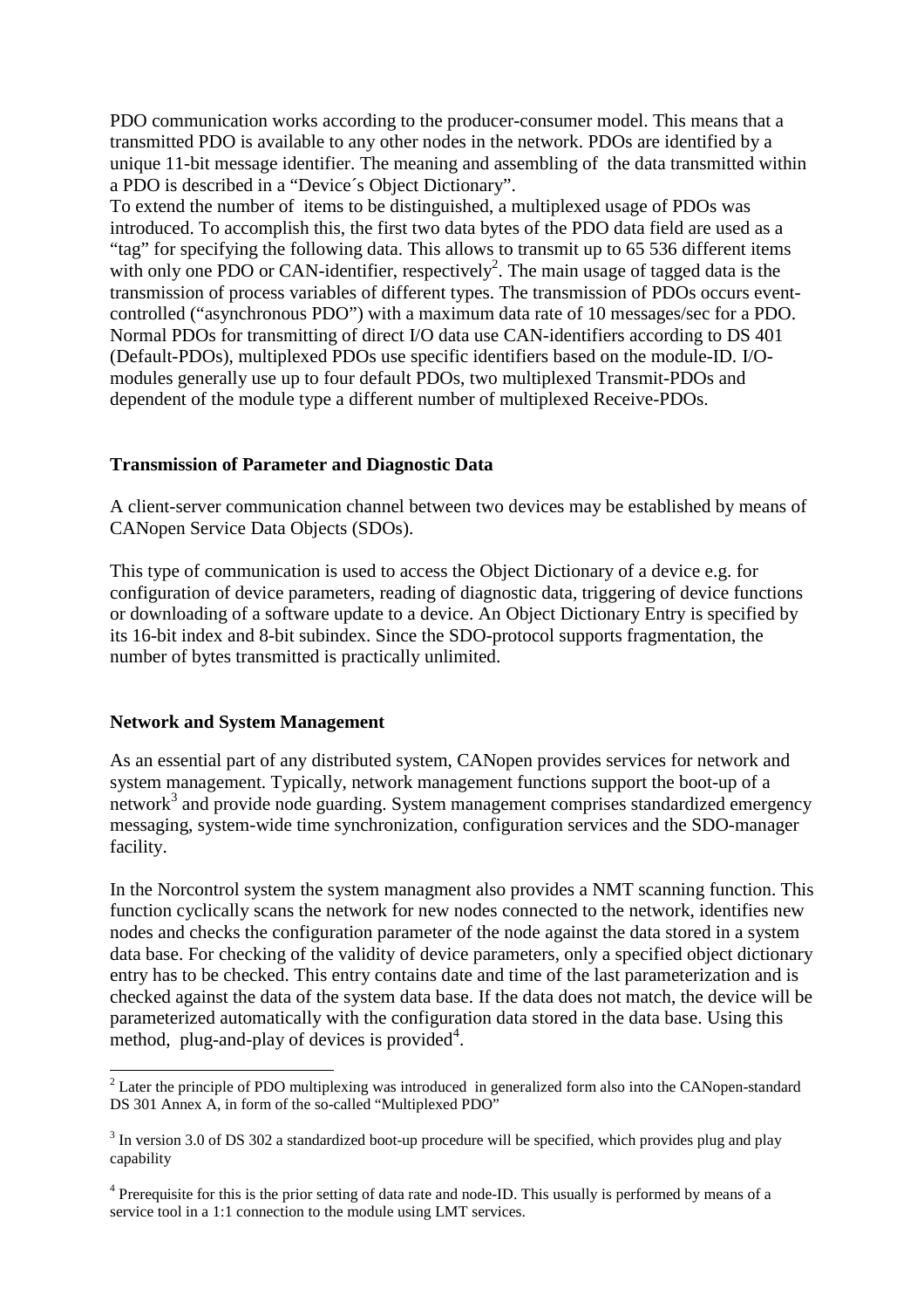PDO communication works according to the producer-consumer model. This means that a transmitted PDO is available to any other nodes in the network. PDOs are identified by a unique 11-bit message identifier. The meaning and assembling of the data transmitted within a PDO is described in a "Device´s Object Dictionary".

To extend the number of items to be distinguished, a multiplexed usage of PDOs was introduced. To accomplish this, the first two data bytes of the PDO data field are used as a "tag" for specifying the following data. This allows to transmit up to 65 536 different items with only one PDO or CAN-identifier, respectively[2]. The main usage of tagged data is the transmission of process variables of different types. The transmission of PDOs occurs event-controlled ("asynchronous PDO") with a maximum data rate of 10 messages/sec for a PDO. Normal PDOs for transmitting of direct I/O data use CAN-identifiers according to DS 401 (Default-PDOs), multiplexed PDOs use specific identifiers based on the module-ID. I/O-modules generally use up to four default PDOs, two multiplexed Transmit-PDOs and dependent of the module type a different number of multiplexed Receive-PDOs.

**Transmission of Parameter and Diagnostic Data**

A client-server communication channel between two devices may be established by means of CANopen Service Data Objects (SDOs).

This type of communication is used to access the Object Dictionary of a device e.g. for configuration of device parameters, reading of diagnostic data, triggering of device functions or downloading of a software update to a device. An Object Dictionary Entry is specified by its 16-bit index and 8-bit subindex. Since the SDO-protocol supports fragmentation, the number of bytes transmitted is practically unlimited.

**Network and System Management**

As an essential part of any distributed system, CANopen provides services for network and system management. Typically, network management functions support the boot-up of a network[3] and provide node guarding. System management comprises standardized emergency messaging, system-wide time synchronization, configuration services and the SDO-manager facility.

In the Norcontrol system the system managment also provides a NMT scanning function. This function cyclically scans the network for new nodes connected to the network, identifies new nodes and checks the configuration parameter of the node against the data stored in a system data base. For checking of the validity of device parameters, only a specified object dictionary entry has to be checked. This entry contains date and time of the last parameterization and is checked against the data of the system data base. If the data does not match, the device will be parameterized automatically with the configuration data stored in the data base. Using this method, plug-and-play of devices is provided[4].

---

[2] Later the principle of PDO multiplexing was introduced in generalized form also into the CANopen-standard DS 301 Annex A, in form of the so-called "Multiplexed PDO"

[3] In version 3.0 of DS 302 a standardized boot-up procedure will be specified, which provides plug and play capability

[4] Prerequisite for this is the prior setting of data rate and node-ID. This usually is performed by means of a service tool in a 1:1 connection to the module using LMT services.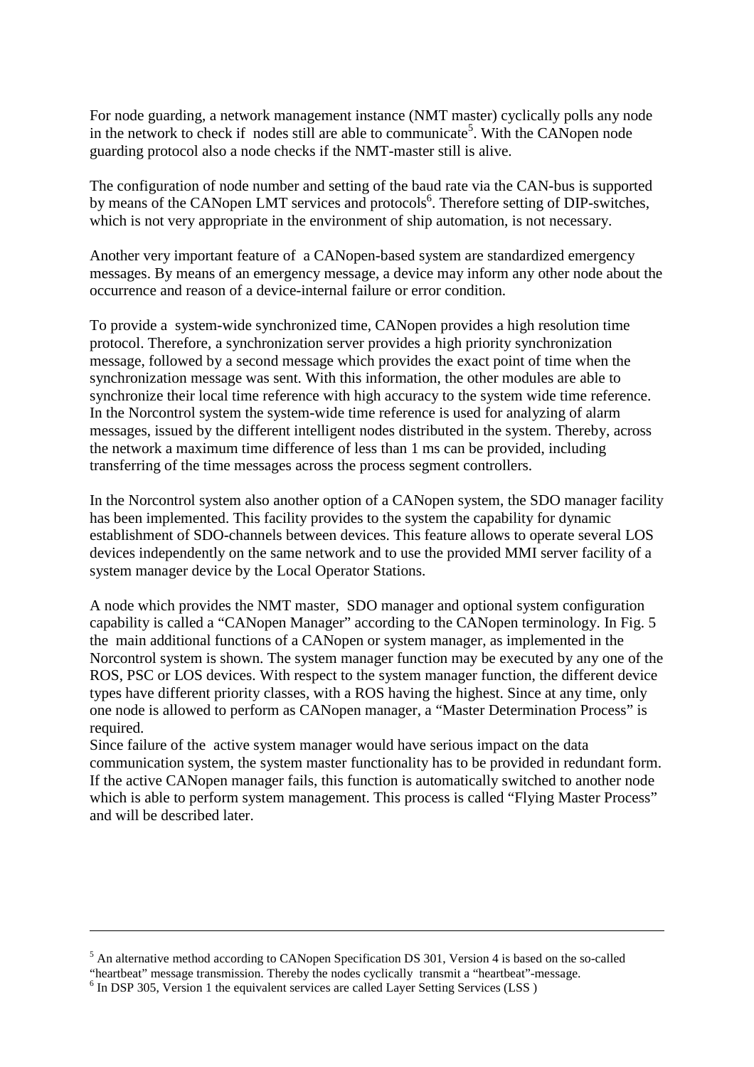For node guarding, a network management instance (NMT master) cyclically polls any node in the network to check if nodes still are able to communicate[5]. With the CANopen node guarding protocol also a node checks if the NMT-master still is alive.

The configuration of node number and setting of the baud rate via the CAN-bus is supported by means of the CANopen LMT services and protocols[6]. Therefore setting of DIP-switches, which is not very appropriate in the environment of ship automation, is not necessary.

Another very important feature of a CANopen-based system are standardized emergency messages. By means of an emergency message, a device may inform any other node about the occurrence and reason of a device-internal failure or error condition.

To provide a system-wide synchronized time, CANopen provides a high resolution time protocol. Therefore, a synchronization server provides a high priority synchronization message, followed by a second message which provides the exact point of time when the synchronization message was sent. With this information, the other modules are able to synchronize their local time reference with high accuracy to the system wide time reference. In the Norcontrol system the system-wide time reference is used for analyzing of alarm messages, issued by the different intelligent nodes distributed in the system. Thereby, across the network a maximum time difference of less than 1 ms can be provided, including transferring of the time messages across the process segment controllers.

In the Norcontrol system also another option of a CANopen system, the SDO manager facility has been implemented. This facility provides to the system the capability for dynamic establishment of SDO-channels between devices. This feature allows to operate several LOS devices independently on the same network and to use the provided MMI server facility of a system manager device by the Local Operator Stations.

A node which provides the NMT master, SDO manager and optional system configuration capability is called a "CANopen Manager" according to the CANopen terminology. In Fig. 5 the main additional functions of a CANopen or system manager, as implemented in the Norcontrol system is shown. The system manager function may be executed by any one of the ROS, PSC or LOS devices. With respect to the system manager function, the different device types have different priority classes, with a ROS having the highest. Since at any time, only one node is allowed to perform as CANopen manager, a "Master Determination Process" is required.
Since failure of the active system manager would have serious impact on the data communication system, the system master functionality has to be provided in redundant form. If the active CANopen manager fails, this function is automatically switched to another node which is able to perform system management. This process is called "Flying Master Process" and will be described later.

---

[5] An alternative method according to CANopen Specification DS 301, Version 4 is based on the so-called "heartbeat" message transmission. Thereby the nodes cyclically transmit a "heartbeat"-message.

[6] In DSP 305, Version 1 the equivalent services are called Layer Setting Services (LSS )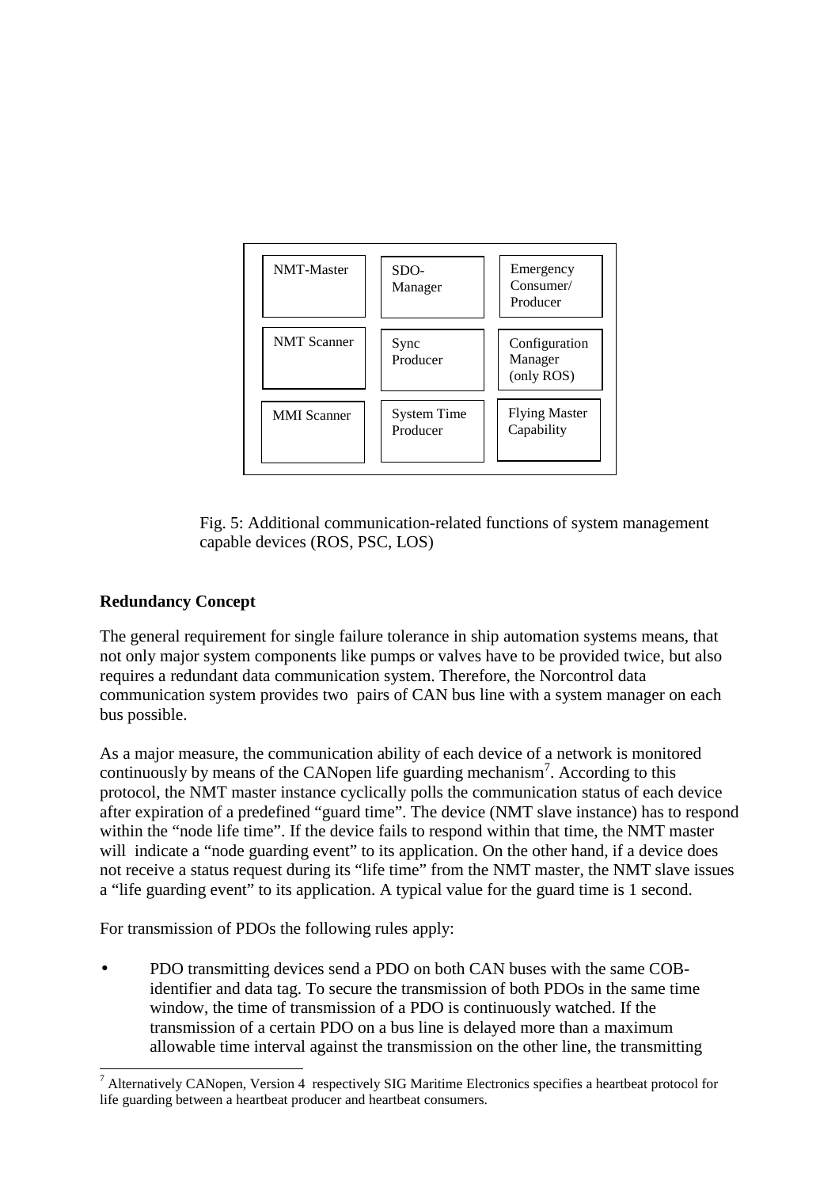| NMT-Master | SDO-Manager | Emergency Consumer/ Producer |
| --- | --- | --- |
| NMT Scanner | Sync Producer | Configuration Manager (only ROS) |
| MMI Scanner | System Time Producer | Flying Master Capability |

Fig. 5: Additional communication-related functions of system management capable devices (ROS, PSC, LOS)

**Redundancy Concept**

The general requirement for single failure tolerance in ship automation systems means, that not only major system components like pumps or valves have to be provided twice, but also requires a redundant data communication system. Therefore, the Norcontrol data communication system provides two pairs of CAN bus line with a system manager on each bus possible.

As a major measure, the communication ability of each device of a network is monitored continuously by means of the CANopen life guarding mechanism[7]. According to this protocol, the NMT master instance cyclically polls the communication status of each device after expiration of a predefined "guard time". The device (NMT slave instance) has to respond within the "node life time". If the device fails to respond within that time, the NMT master will indicate a "node guarding event" to its application. On the other hand, if a device does not receive a status request during its "life time" from the NMT master, the NMT slave issues a "life guarding event" to its application. A typical value for the guard time is 1 second.

For transmission of PDOs the following rules apply:

- PDO transmitting devices send a PDO on both CAN buses with the same COB-identifier and data tag. To secure the transmission of both PDOs in the same time window, the time of transmission of a PDO is continuously watched. If the transmission of a certain PDO on a bus line is delayed more than a maximum allowable time interval against the transmission on the other line, the transmitting

[7] Alternatively CANopen, Version 4 respectively SIG Maritime Electronics specifies a heartbeat protocol for life guarding between a heartbeat producer and heartbeat consumers.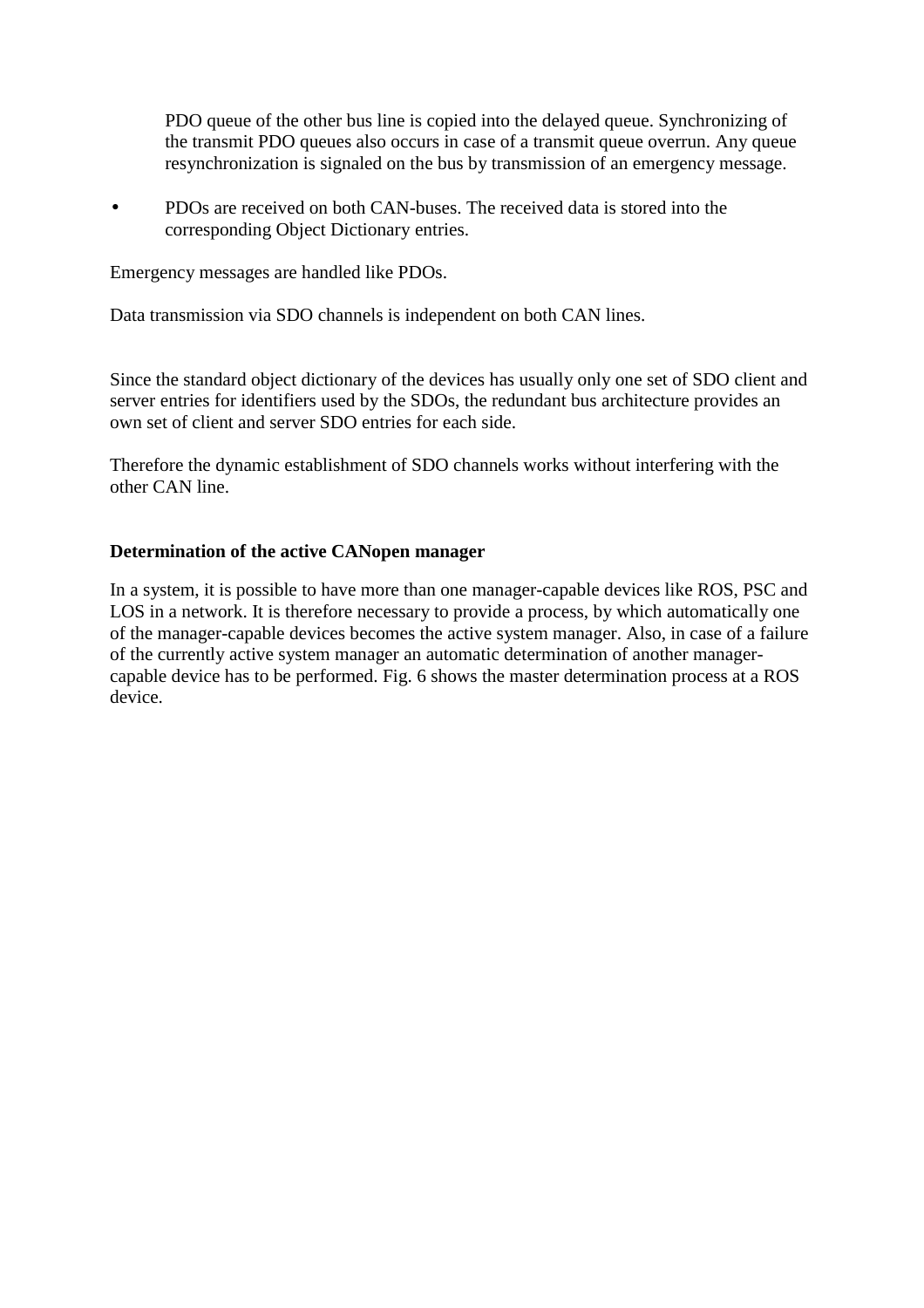PDO queue of the other bus line is copied into the delayed queue. Synchronizing of the transmit PDO queues also occurs in case of a transmit queue overrun. Any queue resynchronization is signaled on the bus by transmission of an emergency message.

- PDOs are received on both CAN-buses. The received data is stored into the corresponding Object Dictionary entries.

Emergency messages are handled like PDOs.

Data transmission via SDO channels is independent on both CAN lines.

Since the standard object dictionary of the devices has usually only one set of SDO client and server entries for identifiers used by the SDOs, the redundant bus architecture provides an own set of client and server SDO entries for each side.

Therefore the dynamic establishment of SDO channels works without interfering with the other CAN line.

**Determination of the active CANopen manager**

In a system, it is possible to have more than one manager-capable devices like ROS, PSC and LOS in a network. It is therefore necessary to provide a process, by which automatically one of the manager-capable devices becomes the active system manager. Also, in case of a failure of the currently active system manager an automatic determination of another manager-capable device has to be performed. Fig. 6 shows the master determination process at a ROS device.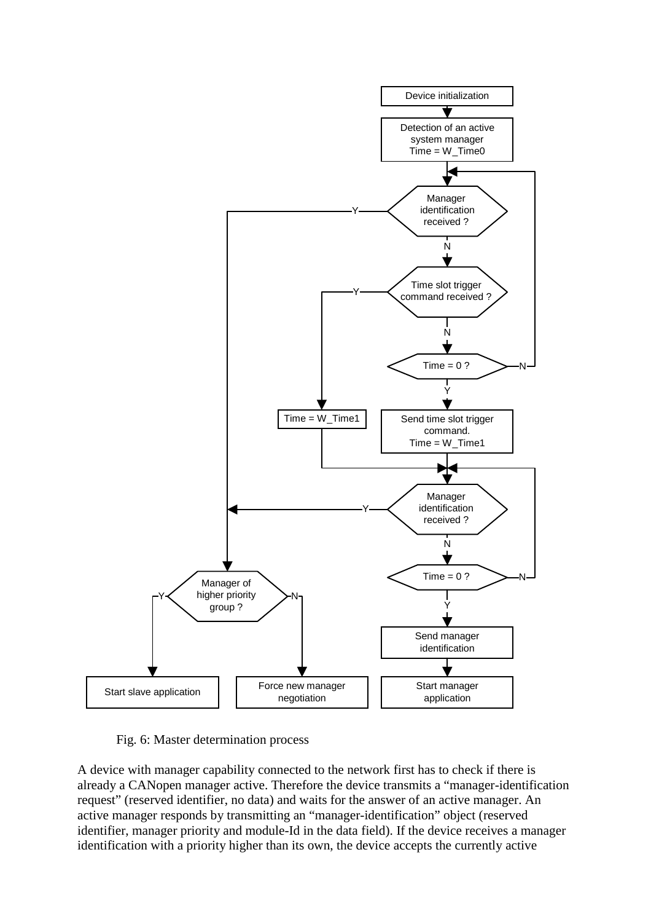Fig. 6: Master determination process

A device with manager capability connected to the network first has to check if there is already a CANopen manager active. Therefore the device transmits a "manager-identification request" (reserved identifier, no data) and waits for the answer of an active manager. An active manager responds by transmitting an "manager-identification" object (reserved identifier, manager priority and module-Id in the data field). If the device receives a manager identification with a priority higher than its own, the device accepts the currently active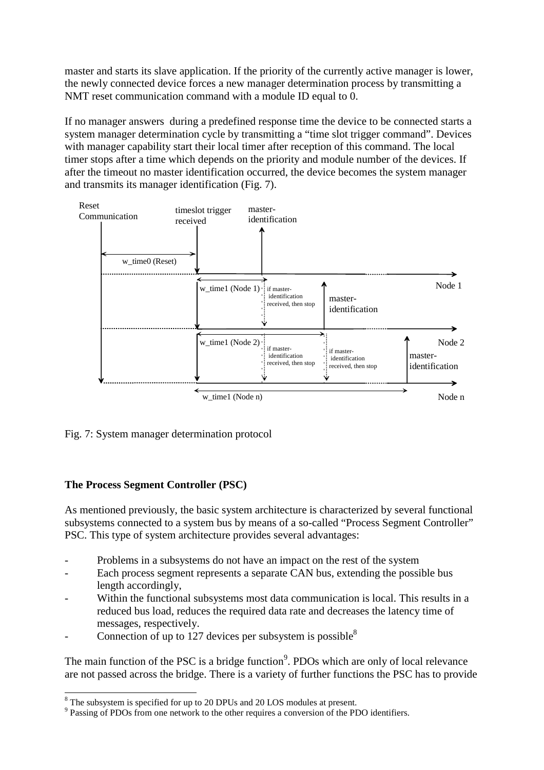master and starts its slave application. If the priority of the currently active manager is lower, the newly connected device forces a new manager determination process by transmitting a NMT reset communication command with a module ID equal to 0.

If no manager answers during a predefined response time the device to be connected starts a system manager determination cycle by transmitting a "time slot trigger command". Devices with manager capability start their local timer after reception of this command. The local timer stops after a time which depends on the priority and module number of the devices. If after the timeout no master identification occurred, the device becomes the system manager and transmits its manager identification (Fig. 7).

Fig. 7: System manager determination protocol

### The Process Segment Controller (PSC)

As mentioned previously, the basic system architecture is characterized by several functional subsystems connected to a system bus by means of a so-called "Process Segment Controller" PSC. This type of system architecture provides several advantages:

- Problems in a subsystems do not have an impact on the rest of the system
- Each process segment represents a separate CAN bus, extending the possible bus length accordingly,
- Within the functional subsystems most data communication is local. This results in a reduced bus load, reduces the required data rate and decreases the latency time of messages, respectively.
- Connection of up to 127 devices per subsystem is possible[8]

The main function of the PSC is a bridge function[9]. PDOs which are only of local relevance are not passed across the bridge. There is a variety of further functions the PSC has to provide

[8] The subsystem is specified for up to 20 DPUs and 20 LOS modules at present.

[9] Passing of PDOs from one network to the other requires a conversion of the PDO identifiers.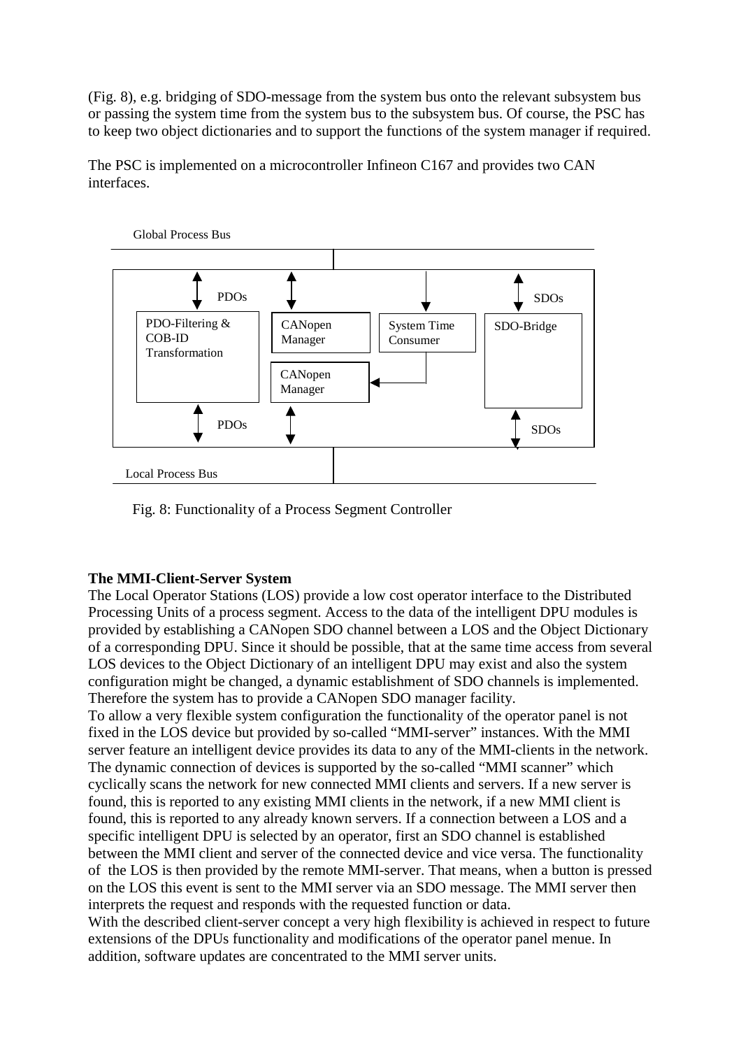(Fig. 8), e.g. bridging of SDO-message from the system bus onto the relevant subsystem bus or passing the system time from the system bus to the subsystem bus. Of course, the PSC has to keep two object dictionaries and to support the functions of the system manager if required.

The PSC is implemented on a microcontroller Infineon C167 and provides two CAN interfaces.

Global Process Bus

PDOs | PDO-Filtering & COB-ID Transformation | CANopen Manager | CANopen Manager | System Time Consumer | SDO-Bridge | SDOs

Local Process Bus

Fig. 8: Functionality of a Process Segment Controller

**The MMI-Client-Server System**

The Local Operator Stations (LOS) provide a low cost operator interface to the Distributed Processing Units of a process segment. Access to the data of the intelligent DPU modules is provided by establishing a CANopen SDO channel between a LOS and the Object Dictionary of a corresponding DPU. Since it should be possible, that at the same time access from several LOS devices to the Object Dictionary of an intelligent DPU may exist and also the system configuration might be changed, a dynamic establishment of SDO channels is implemented. Therefore the system has to provide a CANopen SDO manager facility.

To allow a very flexible system configuration the functionality of the operator panel is not fixed in the LOS device but provided by so-called "MMI-server" instances. With the MMI server feature an intelligent device provides its data to any of the MMI-clients in the network. The dynamic connection of devices is supported by the so-called "MMI scanner" which cyclically scans the network for new connected MMI clients and servers. If a new server is found, this is reported to any existing MMI clients in the network, if a new MMI client is found, this is reported to any already known servers. If a connection between a LOS and a specific intelligent DPU is selected by an operator, first an SDO channel is established between the MMI client and server of the connected device and vice versa. The functionality of the LOS is then provided by the remote MMI-server. That means, when a button is pressed on the LOS this event is sent to the MMI server via an SDO message. The MMI server then interprets the request and responds with the requested function or data.

With the described client-server concept a very high flexibility is achieved in respect to future extensions of the DPUs functionality and modifications of the operator panel menue. In addition, software updates are concentrated to the MMI server units.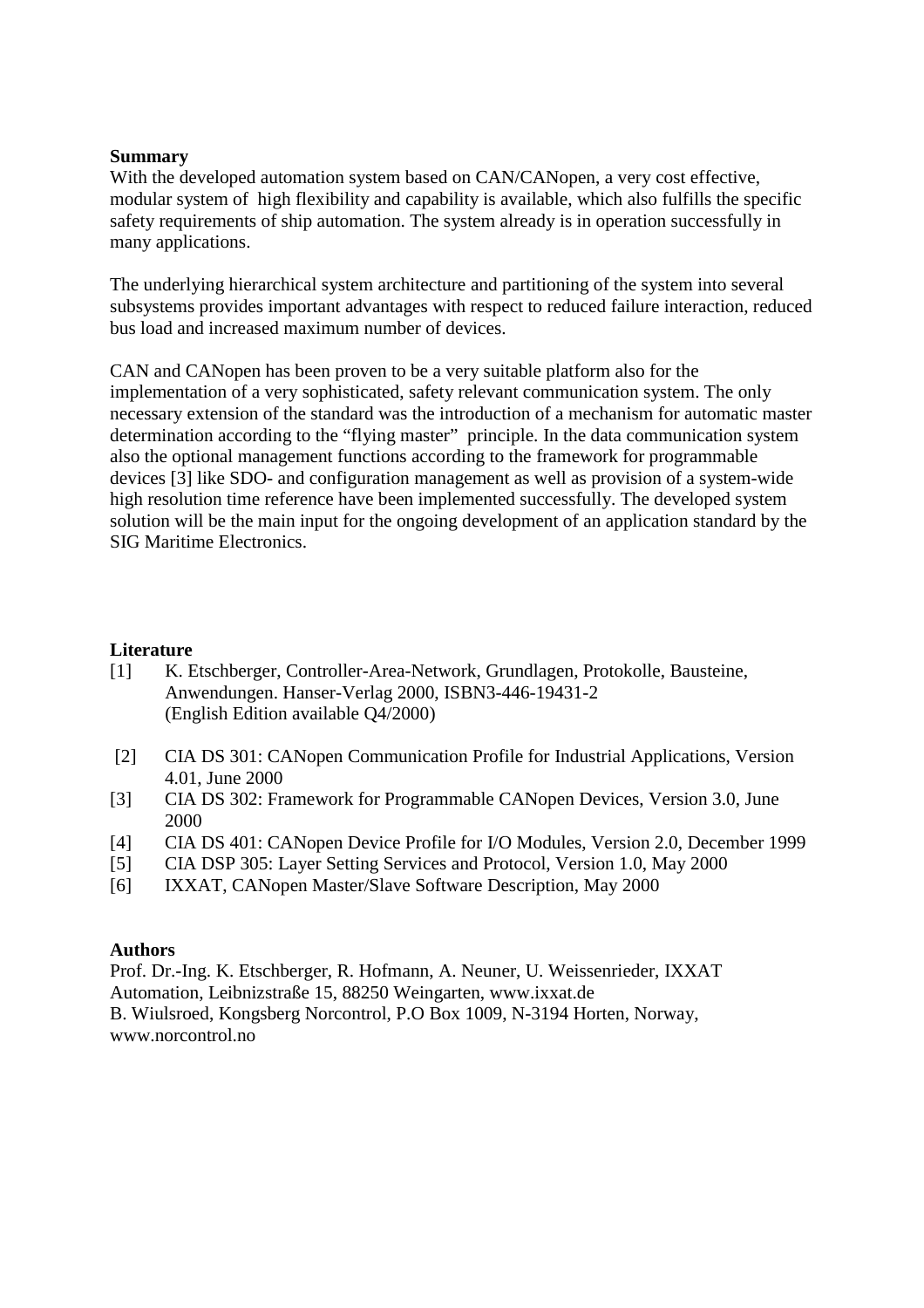**Summary**

With the developed automation system based on CAN/CANopen, a very cost effective, modular system of high flexibility and capability is available, which also fulfills the specific safety requirements of ship automation. The system already is in operation successfully in many applications.

The underlying hierarchical system architecture and partitioning of the system into several subsystems provides important advantages with respect to reduced failure interaction, reduced bus load and increased maximum number of devices.

CAN and CANopen has been proven to be a very suitable platform also for the implementation of a very sophisticated, safety relevant communication system. The only necessary extension of the standard was the introduction of a mechanism for automatic master determination according to the "flying master" principle. In the data communication system also the optional management functions according to the framework for programmable devices [3] like SDO- and configuration management as well as provision of a system-wide high resolution time reference have been implemented successfully. The developed system solution will be the main input for the ongoing development of an application standard by the SIG Maritime Electronics.

**Literature**

[1] K. Etschberger, Controller-Area-Network, Grundlagen, Protokolle, Bausteine, Anwendungen. Hanser-Verlag 2000, ISBN3-446-19431-2 (English Edition available Q4/2000)

[2] CIA DS 301: CANopen Communication Profile for Industrial Applications, Version 4.01, June 2000

[3] CIA DS 302: Framework for Programmable CANopen Devices, Version 3.0, June 2000

[4] CIA DS 401: CANopen Device Profile for I/O Modules, Version 2.0, December 1999

[5] CIA DSP 305: Layer Setting Services and Protocol, Version 1.0, May 2000

[6] IXXAT, CANopen Master/Slave Software Description, May 2000

**Authors**

Prof. Dr.-Ing. K. Etschberger, R. Hofmann, A. Neuner, U. Weissenrieder, IXXAT Automation, Leibnizstraße 15, 88250 Weingarten, www.ixxat.de
B. Wiulsroed, Kongsberg Norcontrol, P.O Box 1009, N-3194 Horten, Norway, www.norcontrol.no